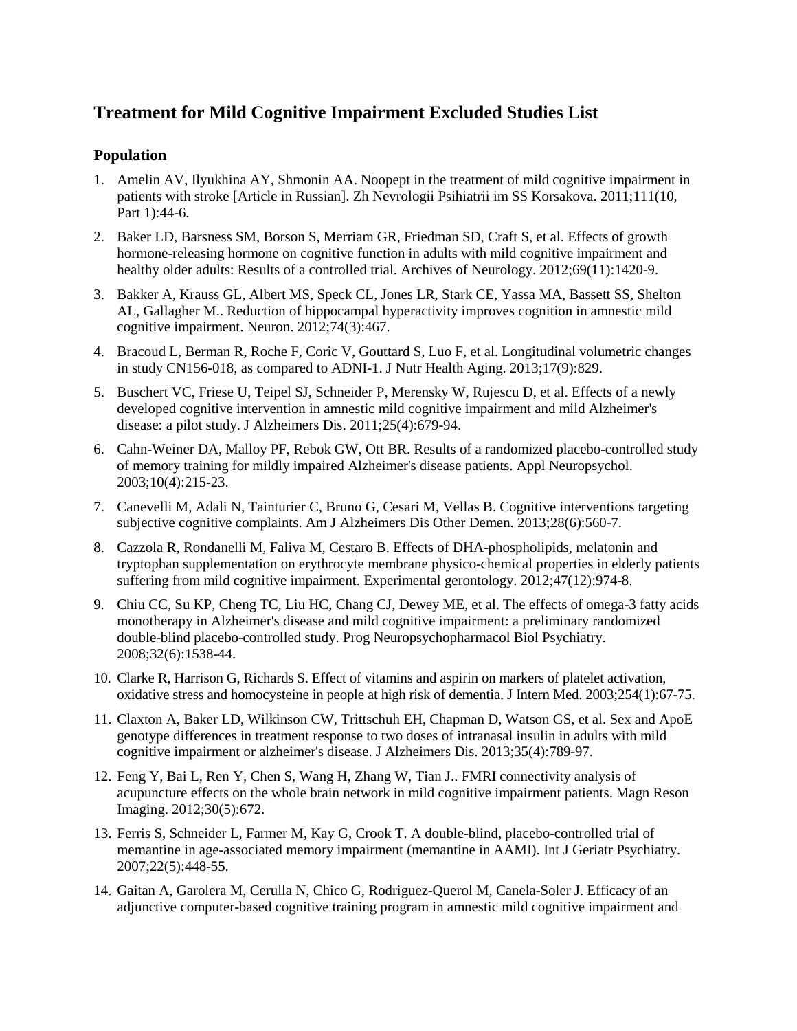# Treatment for Mild Cognitive Impairment Excluded Studies List

## Population

1. Amelin AV, Ilyukhina AY, Shmonin AA. Noopept in the treatment of mild cognitive impairment in patients with stroke [Article in Russian]. Zh Nevrologii Psihiatrii im SS Korsakova. 2011;111(10, Part 1):44-6.
2. Baker LD, Barsness SM, Borson S, Merriam GR, Friedman SD, Craft S, et al. Effects of growth hormone-releasing hormone on cognitive function in adults with mild cognitive impairment and healthy older adults: Results of a controlled trial. Archives of Neurology. 2012;69(11):1420-9.
3. Bakker A, Krauss GL, Albert MS, Speck CL, Jones LR, Stark CE, Yassa MA, Bassett SS, Shelton AL, Gallagher M.. Reduction of hippocampal hyperactivity improves cognition in amnestic mild cognitive impairment. Neuron. 2012;74(3):467.
4. Bracoud L, Berman R, Roche F, Coric V, Gouttard S, Luo F, et al. Longitudinal volumetric changes in study CN156-018, as compared to ADNI-1. J Nutr Health Aging. 2013;17(9):829.
5. Buschert VC, Friese U, Teipel SJ, Schneider P, Merensky W, Rujescu D, et al. Effects of a newly developed cognitive intervention in amnestic mild cognitive impairment and mild Alzheimer's disease: a pilot study. J Alzheimers Dis. 2011;25(4):679-94.
6. Cahn-Weiner DA, Malloy PF, Rebok GW, Ott BR. Results of a randomized placebo-controlled study of memory training for mildly impaired Alzheimer's disease patients. Appl Neuropsychol. 2003;10(4):215-23.
7. Canevelli M, Adali N, Tainturier C, Bruno G, Cesari M, Vellas B. Cognitive interventions targeting subjective cognitive complaints. Am J Alzheimers Dis Other Demen. 2013;28(6):560-7.
8. Cazzola R, Rondanelli M, Faliva M, Cestaro B. Effects of DHA-phospholipids, melatonin and tryptophan supplementation on erythrocyte membrane physico-chemical properties in elderly patients suffering from mild cognitive impairment. Experimental gerontology. 2012;47(12):974-8.
9. Chiu CC, Su KP, Cheng TC, Liu HC, Chang CJ, Dewey ME, et al. The effects of omega-3 fatty acids monotherapy in Alzheimer's disease and mild cognitive impairment: a preliminary randomized double-blind placebo-controlled study. Prog Neuropsychopharmacol Biol Psychiatry. 2008;32(6):1538-44.
10. Clarke R, Harrison G, Richards S. Effect of vitamins and aspirin on markers of platelet activation, oxidative stress and homocysteine in people at high risk of dementia. J Intern Med. 2003;254(1):67-75.
11. Claxton A, Baker LD, Wilkinson CW, Trittschuh EH, Chapman D, Watson GS, et al. Sex and ApoE genotype differences in treatment response to two doses of intranasal insulin in adults with mild cognitive impairment or alzheimer's disease. J Alzheimers Dis. 2013;35(4):789-97.
12. Feng Y, Bai L, Ren Y, Chen S, Wang H, Zhang W, Tian J.. FMRI connectivity analysis of acupuncture effects on the whole brain network in mild cognitive impairment patients. Magn Reson Imaging. 2012;30(5):672.
13. Ferris S, Schneider L, Farmer M, Kay G, Crook T. A double-blind, placebo-controlled trial of memantine in age-associated memory impairment (memantine in AAMI). Int J Geriatr Psychiatry. 2007;22(5):448-55.
14. Gaitan A, Garolera M, Cerulla N, Chico G, Rodriguez-Querol M, Canela-Soler J. Efficacy of an adjunctive computer-based cognitive training program in amnestic mild cognitive impairment and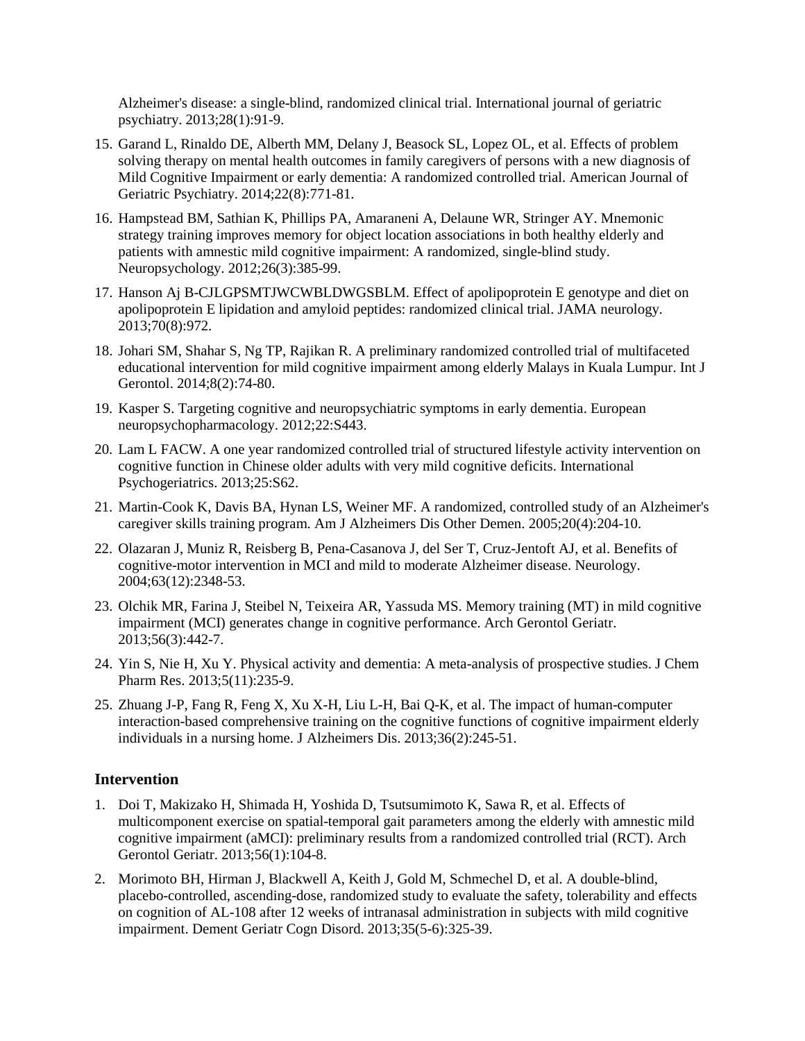Alzheimer's disease: a single-blind, randomized clinical trial. International journal of geriatric psychiatry. 2013;28(1):91-9.

15. Garand L, Rinaldo DE, Alberth MM, Delany J, Beasock SL, Lopez OL, et al. Effects of problem solving therapy on mental health outcomes in family caregivers of persons with a new diagnosis of Mild Cognitive Impairment or early dementia: A randomized controlled trial. American Journal of Geriatric Psychiatry. 2014;22(8):771-81.
16. Hampstead BM, Sathian K, Phillips PA, Amaraneni A, Delaune WR, Stringer AY. Mnemonic strategy training improves memory for object location associations in both healthy elderly and patients with amnestic mild cognitive impairment: A randomized, single-blind study. Neuropsychology. 2012;26(3):385-99.
17. Hanson Aj B-CJLGPSMTJWCWBLDWGSBLM. Effect of apolipoprotein E genotype and diet on apolipoprotein E lipidation and amyloid peptides: randomized clinical trial. JAMA neurology. 2013;70(8):972.
18. Johari SM, Shahar S, Ng TP, Rajikan R. A preliminary randomized controlled trial of multifaceted educational intervention for mild cognitive impairment among elderly Malays in Kuala Lumpur. Int J Gerontol. 2014;8(2):74-80.
19. Kasper S. Targeting cognitive and neuropsychiatric symptoms in early dementia. European neuropsychopharmacology. 2012;22:S443.
20. Lam L FACW. A one year randomized controlled trial of structured lifestyle activity intervention on cognitive function in Chinese older adults with very mild cognitive deficits. International Psychogeriatrics. 2013;25:S62.
21. Martin-Cook K, Davis BA, Hynan LS, Weiner MF. A randomized, controlled study of an Alzheimer's caregiver skills training program. Am J Alzheimers Dis Other Demen. 2005;20(4):204-10.
22. Olazaran J, Muniz R, Reisberg B, Pena-Casanova J, del Ser T, Cruz-Jentoft AJ, et al. Benefits of cognitive-motor intervention in MCI and mild to moderate Alzheimer disease. Neurology. 2004;63(12):2348-53.
23. Olchik MR, Farina J, Steibel N, Teixeira AR, Yassuda MS. Memory training (MT) in mild cognitive impairment (MCI) generates change in cognitive performance. Arch Gerontol Geriatr. 2013;56(3):442-7.
24. Yin S, Nie H, Xu Y. Physical activity and dementia: A meta-analysis of prospective studies. J Chem Pharm Res. 2013;5(11):235-9.
25. Zhuang J-P, Fang R, Feng X, Xu X-H, Liu L-H, Bai Q-K, et al. The impact of human-computer interaction-based comprehensive training on the cognitive functions of cognitive impairment elderly individuals in a nursing home. J Alzheimers Dis. 2013;36(2):245-51.

### Intervention

1. Doi T, Makizako H, Shimada H, Yoshida D, Tsutsumimoto K, Sawa R, et al. Effects of multicomponent exercise on spatial-temporal gait parameters among the elderly with amnestic mild cognitive impairment (aMCI): preliminary results from a randomized controlled trial (RCT). Arch Gerontol Geriatr. 2013;56(1):104-8.
2. Morimoto BH, Hirman J, Blackwell A, Keith J, Gold M, Schmechel D, et al. A double-blind, placebo-controlled, ascending-dose, randomized study to evaluate the safety, tolerability and effects on cognition of AL-108 after 12 weeks of intranasal administration in subjects with mild cognitive impairment. Dement Geriatr Cogn Disord. 2013;35(5-6):325-39.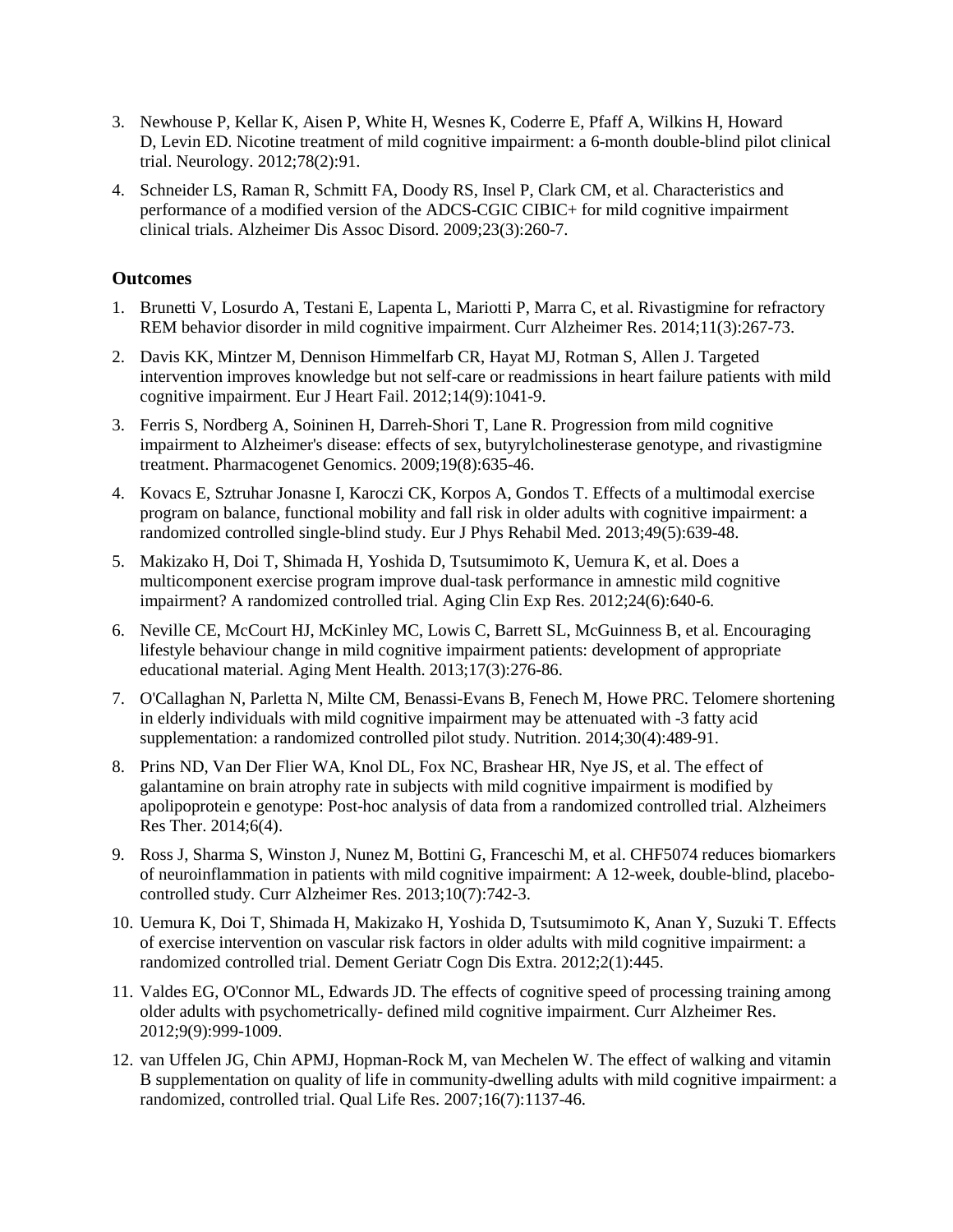3. Newhouse P, Kellar K, Aisen P, White H, Wesnes K, Coderre E, Pfaff A, Wilkins H, Howard D, Levin ED. Nicotine treatment of mild cognitive impairment: a 6-month double-blind pilot clinical trial. Neurology. 2012;78(2):91.
4. Schneider LS, Raman R, Schmitt FA, Doody RS, Insel P, Clark CM, et al. Characteristics and performance of a modified version of the ADCS-CGIC CIBIC+ for mild cognitive impairment clinical trials. Alzheimer Dis Assoc Disord. 2009;23(3):260-7.

## Outcomes

1. Brunetti V, Losurdo A, Testani E, Lapenta L, Mariotti P, Marra C, et al. Rivastigmine for refractory REM behavior disorder in mild cognitive impairment. Curr Alzheimer Res. 2014;11(3):267-73.
2. Davis KK, Mintzer M, Dennison Himmelfarb CR, Hayat MJ, Rotman S, Allen J. Targeted intervention improves knowledge but not self-care or readmissions in heart failure patients with mild cognitive impairment. Eur J Heart Fail. 2012;14(9):1041-9.
3. Ferris S, Nordberg A, Soininen H, Darreh-Shori T, Lane R. Progression from mild cognitive impairment to Alzheimer's disease: effects of sex, butyrylcholinesterase genotype, and rivastigmine treatment. Pharmacogenet Genomics. 2009;19(8):635-46.
4. Kovacs E, Sztruhar Jonasne I, Karoczi CK, Korpos A, Gondos T. Effects of a multimodal exercise program on balance, functional mobility and fall risk in older adults with cognitive impairment: a randomized controlled single-blind study. Eur J Phys Rehabil Med. 2013;49(5):639-48.
5. Makizako H, Doi T, Shimada H, Yoshida D, Tsutsumimoto K, Uemura K, et al. Does a multicomponent exercise program improve dual-task performance in amnestic mild cognitive impairment? A randomized controlled trial. Aging Clin Exp Res. 2012;24(6):640-6.
6. Neville CE, McCourt HJ, McKinley MC, Lowis C, Barrett SL, McGuinness B, et al. Encouraging lifestyle behaviour change in mild cognitive impairment patients: development of appropriate educational material. Aging Ment Health. 2013;17(3):276-86.
7. O'Callaghan N, Parletta N, Milte CM, Benassi-Evans B, Fenech M, Howe PRC. Telomere shortening in elderly individuals with mild cognitive impairment may be attenuated with -3 fatty acid supplementation: a randomized controlled pilot study. Nutrition. 2014;30(4):489-91.
8. Prins ND, Van Der Flier WA, Knol DL, Fox NC, Brashear HR, Nye JS, et al. The effect of galantamine on brain atrophy rate in subjects with mild cognitive impairment is modified by apolipoprotein e genotype: Post-hoc analysis of data from a randomized controlled trial. Alzheimers Res Ther. 2014;6(4).
9. Ross J, Sharma S, Winston J, Nunez M, Bottini G, Franceschi M, et al. CHF5074 reduces biomarkers of neuroinflammation in patients with mild cognitive impairment: A 12-week, double-blind, placebo-controlled study. Curr Alzheimer Res. 2013;10(7):742-3.
10. Uemura K, Doi T, Shimada H, Makizako H, Yoshida D, Tsutsumimoto K, Anan Y, Suzuki T. Effects of exercise intervention on vascular risk factors in older adults with mild cognitive impairment: a randomized controlled trial. Dement Geriatr Cogn Dis Extra. 2012;2(1):445.
11. Valdes EG, O'Connor ML, Edwards JD. The effects of cognitive speed of processing training among older adults with psychometrically- defined mild cognitive impairment. Curr Alzheimer Res. 2012;9(9):999-1009.
12. van Uffelen JG, Chin APMJ, Hopman-Rock M, van Mechelen W. The effect of walking and vitamin B supplementation on quality of life in community-dwelling adults with mild cognitive impairment: a randomized, controlled trial. Qual Life Res. 2007;16(7):1137-46.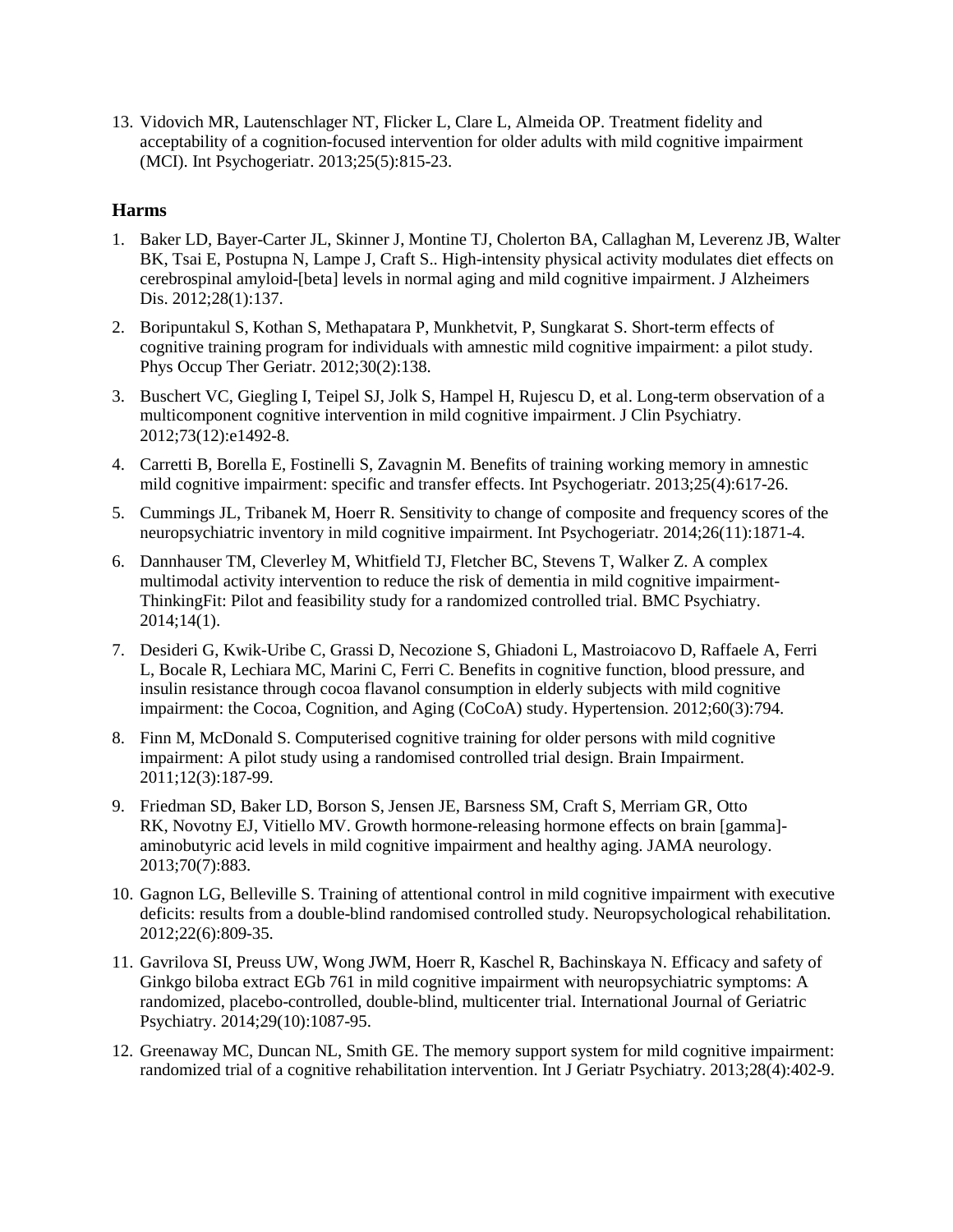13. Vidovich MR, Lautenschlager NT, Flicker L, Clare L, Almeida OP. Treatment fidelity and acceptability of a cognition-focused intervention for older adults with mild cognitive impairment (MCI). Int Psychogeriatr. 2013;25(5):815-23.

### Harms

1. Baker LD, Bayer-Carter JL, Skinner J, Montine TJ, Cholerton BA, Callaghan M, Leverenz JB, Walter BK, Tsai E, Postupna N, Lampe J, Craft S.. High-intensity physical activity modulates diet effects on cerebrospinal amyloid-[beta] levels in normal aging and mild cognitive impairment. J Alzheimers Dis. 2012;28(1):137.
2. Boripuntakul S, Kothan S, Methapatara P, Munkhetvit, P, Sungkarat S. Short-term effects of cognitive training program for individuals with amnestic mild cognitive impairment: a pilot study. Phys Occup Ther Geriatr. 2012;30(2):138.
3. Buschert VC, Giegling I, Teipel SJ, Jolk S, Hampel H, Rujescu D, et al. Long-term observation of a multicomponent cognitive intervention in mild cognitive impairment. J Clin Psychiatry. 2012;73(12):e1492-8.
4. Carretti B, Borella E, Fostinelli S, Zavagnin M. Benefits of training working memory in amnestic mild cognitive impairment: specific and transfer effects. Int Psychogeriatr. 2013;25(4):617-26.
5. Cummings JL, Tribanek M, Hoerr R. Sensitivity to change of composite and frequency scores of the neuropsychiatric inventory in mild cognitive impairment. Int Psychogeriatr. 2014;26(11):1871-4.
6. Dannhauser TM, Cleverley M, Whitfield TJ, Fletcher BC, Stevens T, Walker Z. A complex multimodal activity intervention to reduce the risk of dementia in mild cognitive impairment-ThinkingFit: Pilot and feasibility study for a randomized controlled trial. BMC Psychiatry. 2014;14(1).
7. Desideri G, Kwik-Uribe C, Grassi D, Necozione S, Ghiadoni L, Mastroiacovo D, Raffaele A, Ferri L, Bocale R, Lechiara MC, Marini C, Ferri C. Benefits in cognitive function, blood pressure, and insulin resistance through cocoa flavanol consumption in elderly subjects with mild cognitive impairment: the Cocoa, Cognition, and Aging (CoCoA) study. Hypertension. 2012;60(3):794.
8. Finn M, McDonald S. Computerised cognitive training for older persons with mild cognitive impairment: A pilot study using a randomised controlled trial design. Brain Impairment. 2011;12(3):187-99.
9. Friedman SD, Baker LD, Borson S, Jensen JE, Barsness SM, Craft S, Merriam GR, Otto RK, Novotny EJ, Vitiello MV. Growth hormone-releasing hormone effects on brain [gamma]-aminobutyric acid levels in mild cognitive impairment and healthy aging. JAMA neurology. 2013;70(7):883.
10. Gagnon LG, Belleville S. Training of attentional control in mild cognitive impairment with executive deficits: results from a double-blind randomised controlled study. Neuropsychological rehabilitation. 2012;22(6):809-35.
11. Gavrilova SI, Preuss UW, Wong JWM, Hoerr R, Kaschel R, Bachinskaya N. Efficacy and safety of Ginkgo biloba extract EGb 761 in mild cognitive impairment with neuropsychiatric symptoms: A randomized, placebo-controlled, double-blind, multicenter trial. International Journal of Geriatric Psychiatry. 2014;29(10):1087-95.
12. Greenaway MC, Duncan NL, Smith GE. The memory support system for mild cognitive impairment: randomized trial of a cognitive rehabilitation intervention. Int J Geriatr Psychiatry. 2013;28(4):402-9.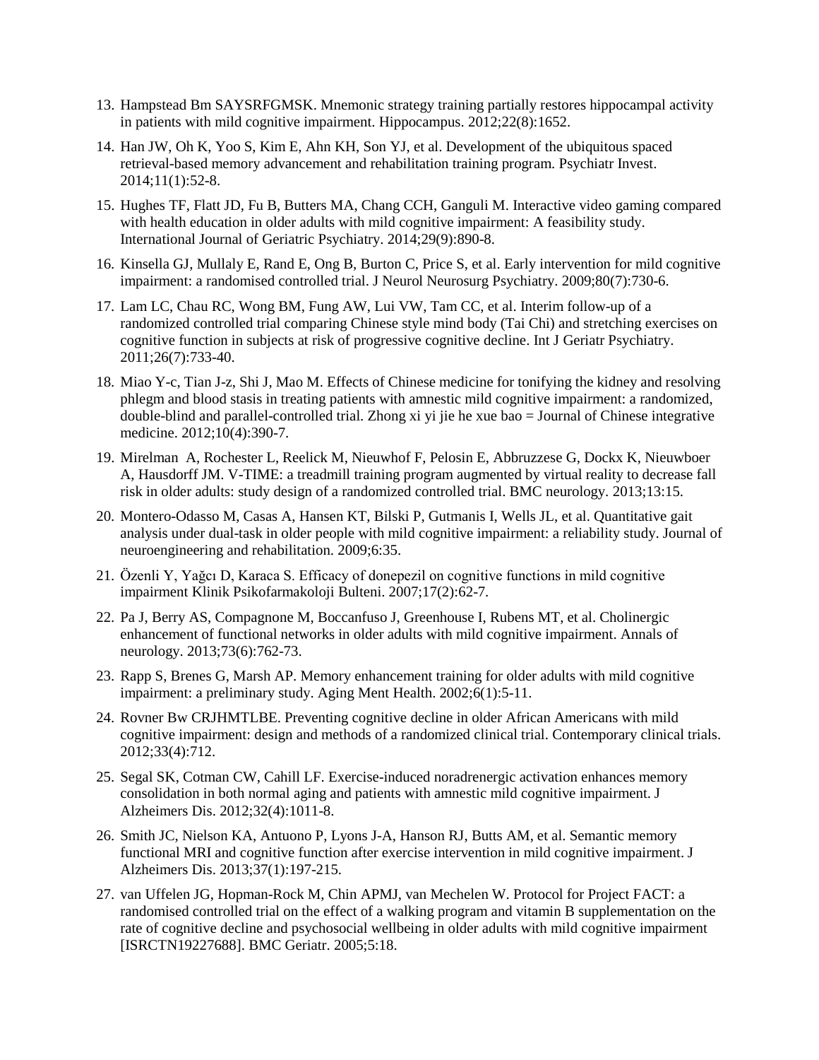13. Hampstead Bm SAYSRFGMSK. Mnemonic strategy training partially restores hippocampal activity in patients with mild cognitive impairment. Hippocampus. 2012;22(8):1652.
14. Han JW, Oh K, Yoo S, Kim E, Ahn KH, Son YJ, et al. Development of the ubiquitous spaced retrieval-based memory advancement and rehabilitation training program. Psychiatr Invest. 2014;11(1):52-8.
15. Hughes TF, Flatt JD, Fu B, Butters MA, Chang CCH, Ganguli M. Interactive video gaming compared with health education in older adults with mild cognitive impairment: A feasibility study. International Journal of Geriatric Psychiatry. 2014;29(9):890-8.
16. Kinsella GJ, Mullaly E, Rand E, Ong B, Burton C, Price S, et al. Early intervention for mild cognitive impairment: a randomised controlled trial. J Neurol Neurosurg Psychiatry. 2009;80(7):730-6.
17. Lam LC, Chau RC, Wong BM, Fung AW, Lui VW, Tam CC, et al. Interim follow-up of a randomized controlled trial comparing Chinese style mind body (Tai Chi) and stretching exercises on cognitive function in subjects at risk of progressive cognitive decline. Int J Geriatr Psychiatry. 2011;26(7):733-40.
18. Miao Y-c, Tian J-z, Shi J, Mao M. Effects of Chinese medicine for tonifying the kidney and resolving phlegm and blood stasis in treating patients with amnestic mild cognitive impairment: a randomized, double-blind and parallel-controlled trial. Zhong xi yi jie he xue bao = Journal of Chinese integrative medicine. 2012;10(4):390-7.
19. Mirelman A, Rochester L, Reelick M, Nieuwhof F, Pelosin E, Abbruzzese G, Dockx K, Nieuwboer A, Hausdorff JM. V-TIME: a treadmill training program augmented by virtual reality to decrease fall risk in older adults: study design of a randomized controlled trial. BMC neurology. 2013;13:15.
20. Montero-Odasso M, Casas A, Hansen KT, Bilski P, Gutmanis I, Wells JL, et al. Quantitative gait analysis under dual-task in older people with mild cognitive impairment: a reliability study. Journal of neuroengineering and rehabilitation. 2009;6:35.
21. Özenli Y, Yağcı D, Karaca S. Efficacy of donepezil on cognitive functions in mild cognitive impairment Klinik Psikofarmakoloji Bulteni. 2007;17(2):62-7.
22. Pa J, Berry AS, Compagnone M, Boccanfuso J, Greenhouse I, Rubens MT, et al. Cholinergic enhancement of functional networks in older adults with mild cognitive impairment. Annals of neurology. 2013;73(6):762-73.
23. Rapp S, Brenes G, Marsh AP. Memory enhancement training for older adults with mild cognitive impairment: a preliminary study. Aging Ment Health. 2002;6(1):5-11.
24. Rovner Bw CRJHMTLBE. Preventing cognitive decline in older African Americans with mild cognitive impairment: design and methods of a randomized clinical trial. Contemporary clinical trials. 2012;33(4):712.
25. Segal SK, Cotman CW, Cahill LF. Exercise-induced noradrenergic activation enhances memory consolidation in both normal aging and patients with amnestic mild cognitive impairment. J Alzheimers Dis. 2012;32(4):1011-8.
26. Smith JC, Nielson KA, Antuono P, Lyons J-A, Hanson RJ, Butts AM, et al. Semantic memory functional MRI and cognitive function after exercise intervention in mild cognitive impairment. J Alzheimers Dis. 2013;37(1):197-215.
27. van Uffelen JG, Hopman-Rock M, Chin APMJ, van Mechelen W. Protocol for Project FACT: a randomised controlled trial on the effect of a walking program and vitamin B supplementation on the rate of cognitive decline and psychosocial wellbeing in older adults with mild cognitive impairment [ISRCTN19227688]. BMC Geriatr. 2005;5:18.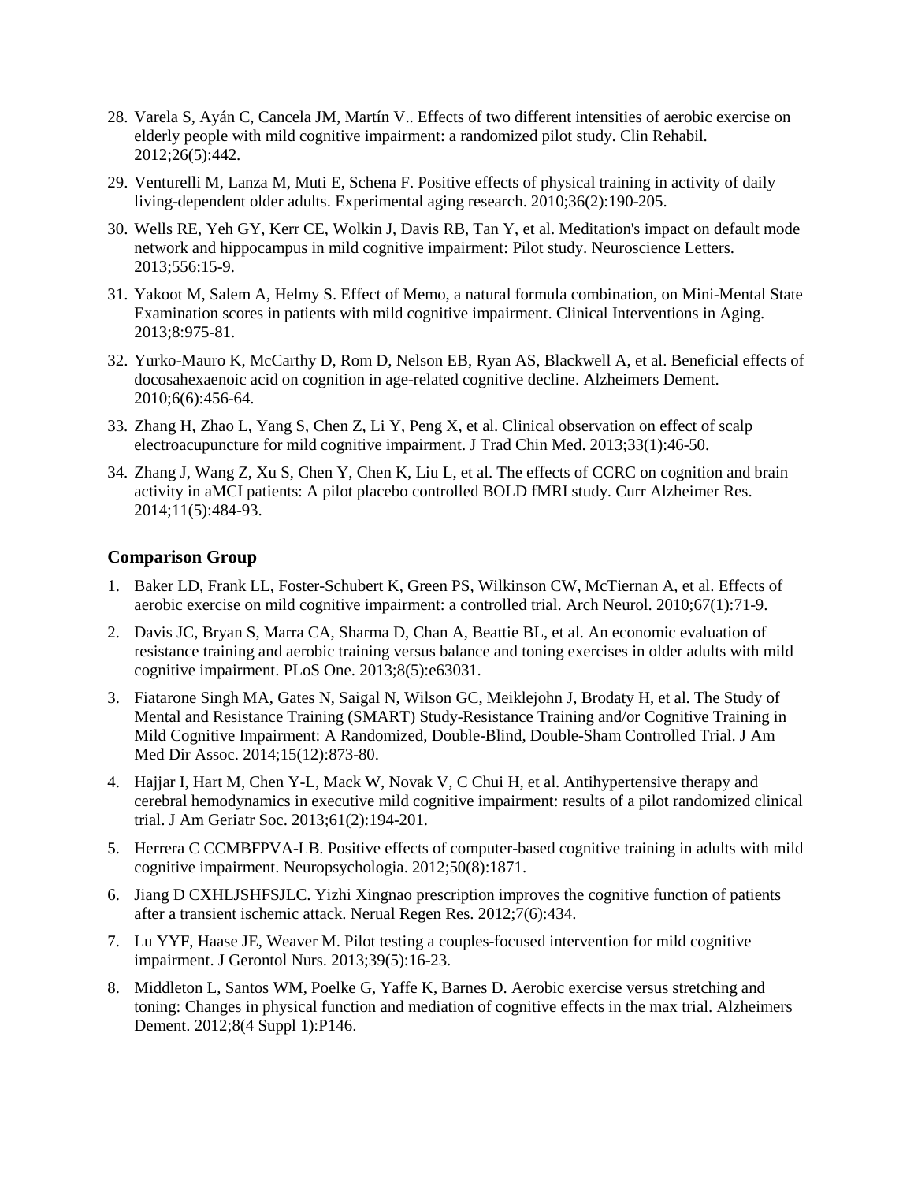28. Varela S, Ayán C, Cancela JM, Martín V.. Effects of two different intensities of aerobic exercise on elderly people with mild cognitive impairment: a randomized pilot study. Clin Rehabil. 2012;26(5):442.

29. Venturelli M, Lanza M, Muti E, Schena F. Positive effects of physical training in activity of daily living-dependent older adults. Experimental aging research. 2010;36(2):190-205.

30. Wells RE, Yeh GY, Kerr CE, Wolkin J, Davis RB, Tan Y, et al. Meditation's impact on default mode network and hippocampus in mild cognitive impairment: Pilot study. Neuroscience Letters. 2013;556:15-9.

31. Yakoot M, Salem A, Helmy S. Effect of Memo, a natural formula combination, on Mini-Mental State Examination scores in patients with mild cognitive impairment. Clinical Interventions in Aging. 2013;8:975-81.

32. Yurko-Mauro K, McCarthy D, Rom D, Nelson EB, Ryan AS, Blackwell A, et al. Beneficial effects of docosahexaenoic acid on cognition in age-related cognitive decline. Alzheimers Dement. 2010;6(6):456-64.

33. Zhang H, Zhao L, Yang S, Chen Z, Li Y, Peng X, et al. Clinical observation on effect of scalp electroacupuncture for mild cognitive impairment. J Trad Chin Med. 2013;33(1):46-50.

34. Zhang J, Wang Z, Xu S, Chen Y, Chen K, Liu L, et al. The effects of CCRC on cognition and brain activity in aMCI patients: A pilot placebo controlled BOLD fMRI study. Curr Alzheimer Res. 2014;11(5):484-93.

## Comparison Group

1. Baker LD, Frank LL, Foster-Schubert K, Green PS, Wilkinson CW, McTiernan A, et al. Effects of aerobic exercise on mild cognitive impairment: a controlled trial. Arch Neurol. 2010;67(1):71-9.

2. Davis JC, Bryan S, Marra CA, Sharma D, Chan A, Beattie BL, et al. An economic evaluation of resistance training and aerobic training versus balance and toning exercises in older adults with mild cognitive impairment. PLoS One. 2013;8(5):e63031.

3. Fiatarone Singh MA, Gates N, Saigal N, Wilson GC, Meiklejohn J, Brodaty H, et al. The Study of Mental and Resistance Training (SMART) Study-Resistance Training and/or Cognitive Training in Mild Cognitive Impairment: A Randomized, Double-Blind, Double-Sham Controlled Trial. J Am Med Dir Assoc. 2014;15(12):873-80.

4. Hajjar I, Hart M, Chen Y-L, Mack W, Novak V, C Chui H, et al. Antihypertensive therapy and cerebral hemodynamics in executive mild cognitive impairment: results of a pilot randomized clinical trial. J Am Geriatr Soc. 2013;61(2):194-201.

5. Herrera C CCMBFPVA-LB. Positive effects of computer-based cognitive training in adults with mild cognitive impairment. Neuropsychologia. 2012;50(8):1871.

6. Jiang D CXHLJSHFSJLC. Yizhi Xingnao prescription improves the cognitive function of patients after a transient ischemic attack. Nerual Regen Res. 2012;7(6):434.

7. Lu YYF, Haase JE, Weaver M. Pilot testing a couples-focused intervention for mild cognitive impairment. J Gerontol Nurs. 2013;39(5):16-23.

8. Middleton L, Santos WM, Poelke G, Yaffe K, Barnes D. Aerobic exercise versus stretching and toning: Changes in physical function and mediation of cognitive effects in the max trial. Alzheimers Dement. 2012;8(4 Suppl 1):P146.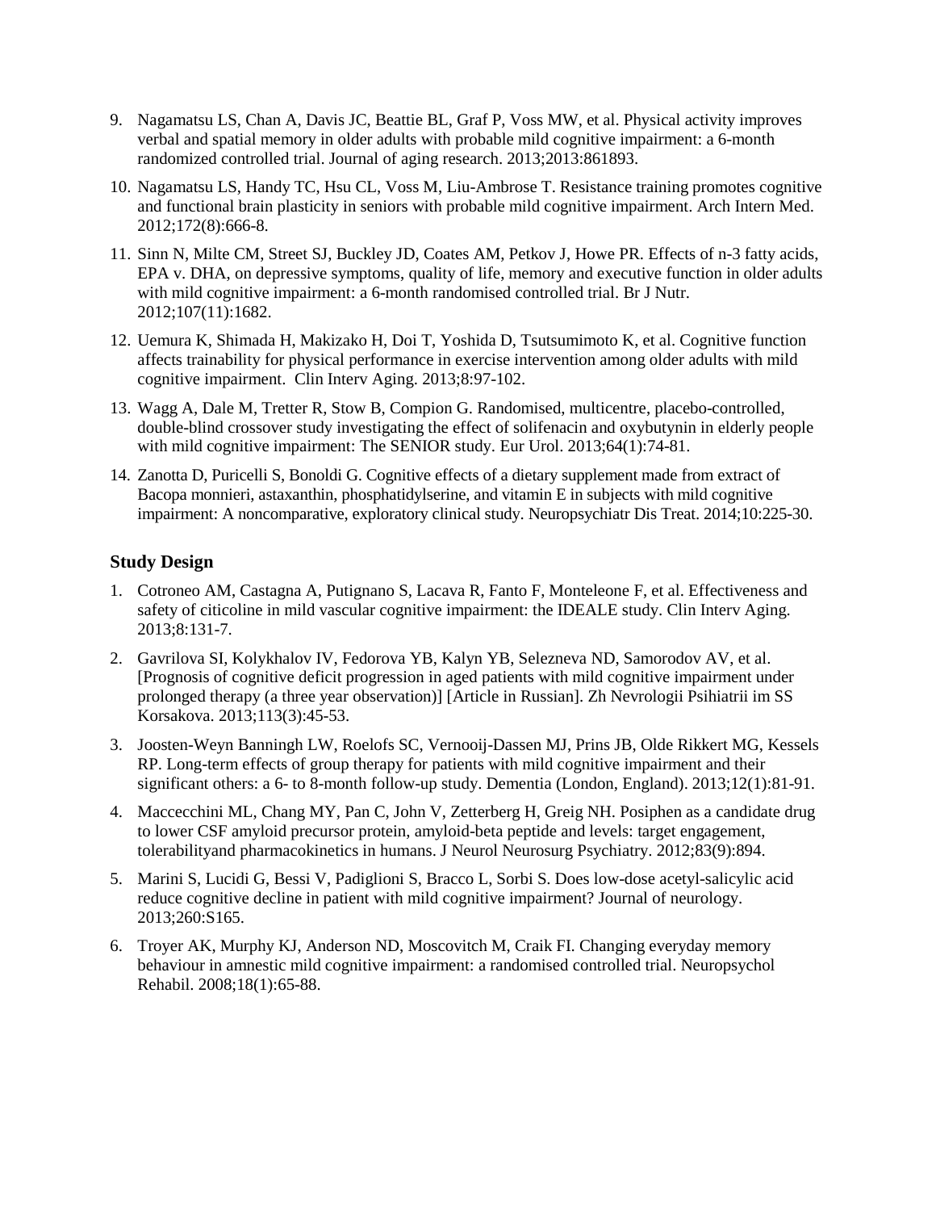9. Nagamatsu LS, Chan A, Davis JC, Beattie BL, Graf P, Voss MW, et al. Physical activity improves verbal and spatial memory in older adults with probable mild cognitive impairment: a 6-month randomized controlled trial. Journal of aging research. 2013;2013:861893.

10. Nagamatsu LS, Handy TC, Hsu CL, Voss M, Liu-Ambrose T. Resistance training promotes cognitive and functional brain plasticity in seniors with probable mild cognitive impairment. Arch Intern Med. 2012;172(8):666-8.

11. Sinn N, Milte CM, Street SJ, Buckley JD, Coates AM, Petkov J, Howe PR. Effects of n-3 fatty acids, EPA v. DHA, on depressive symptoms, quality of life, memory and executive function in older adults with mild cognitive impairment: a 6-month randomised controlled trial. Br J Nutr. 2012;107(11):1682.

12. Uemura K, Shimada H, Makizako H, Doi T, Yoshida D, Tsutsumimoto K, et al. Cognitive function affects trainability for physical performance in exercise intervention among older adults with mild cognitive impairment. Clin Interv Aging. 2013;8:97-102.

13. Wagg A, Dale M, Tretter R, Stow B, Compion G. Randomised, multicentre, placebo-controlled, double-blind crossover study investigating the effect of solifenacin and oxybutynin in elderly people with mild cognitive impairment: The SENIOR study. Eur Urol. 2013;64(1):74-81.

14. Zanotta D, Puricelli S, Bonoldi G. Cognitive effects of a dietary supplement made from extract of Bacopa monnieri, astaxanthin, phosphatidylserine, and vitamin E in subjects with mild cognitive impairment: A noncomparative, exploratory clinical study. Neuropsychiatr Dis Treat. 2014;10:225-30.

### Study Design

1. Cotroneo AM, Castagna A, Putignano S, Lacava R, Fanto F, Monteleone F, et al. Effectiveness and safety of citicoline in mild vascular cognitive impairment: the IDEALE study. Clin Interv Aging. 2013;8:131-7.

2. Gavrilova SI, Kolykhalov IV, Fedorova YB, Kalyn YB, Selezneva ND, Samorodov AV, et al. [Prognosis of cognitive deficit progression in aged patients with mild cognitive impairment under prolonged therapy (a three year observation)] [Article in Russian]. Zh Nevrologii Psihiatrii im SS Korsakova. 2013;113(3):45-53.

3. Joosten-Weyn Banningh LW, Roelofs SC, Vernooij-Dassen MJ, Prins JB, Olde Rikkert MG, Kessels RP. Long-term effects of group therapy for patients with mild cognitive impairment and their significant others: a 6- to 8-month follow-up study. Dementia (London, England). 2013;12(1):81-91.

4. Maccecchini ML, Chang MY, Pan C, John V, Zetterberg H, Greig NH. Posiphen as a candidate drug to lower CSF amyloid precursor protein, amyloid-beta peptide and levels: target engagement, tolerabilityand pharmacokinetics in humans. J Neurol Neurosurg Psychiatry. 2012;83(9):894.

5. Marini S, Lucidi G, Bessi V, Padiglioni S, Bracco L, Sorbi S. Does low-dose acetyl-salicylic acid reduce cognitive decline in patient with mild cognitive impairment? Journal of neurology. 2013;260:S165.

6. Troyer AK, Murphy KJ, Anderson ND, Moscovitch M, Craik FI. Changing everyday memory behaviour in amnestic mild cognitive impairment: a randomised controlled trial. Neuropsychol Rehabil. 2008;18(1):65-88.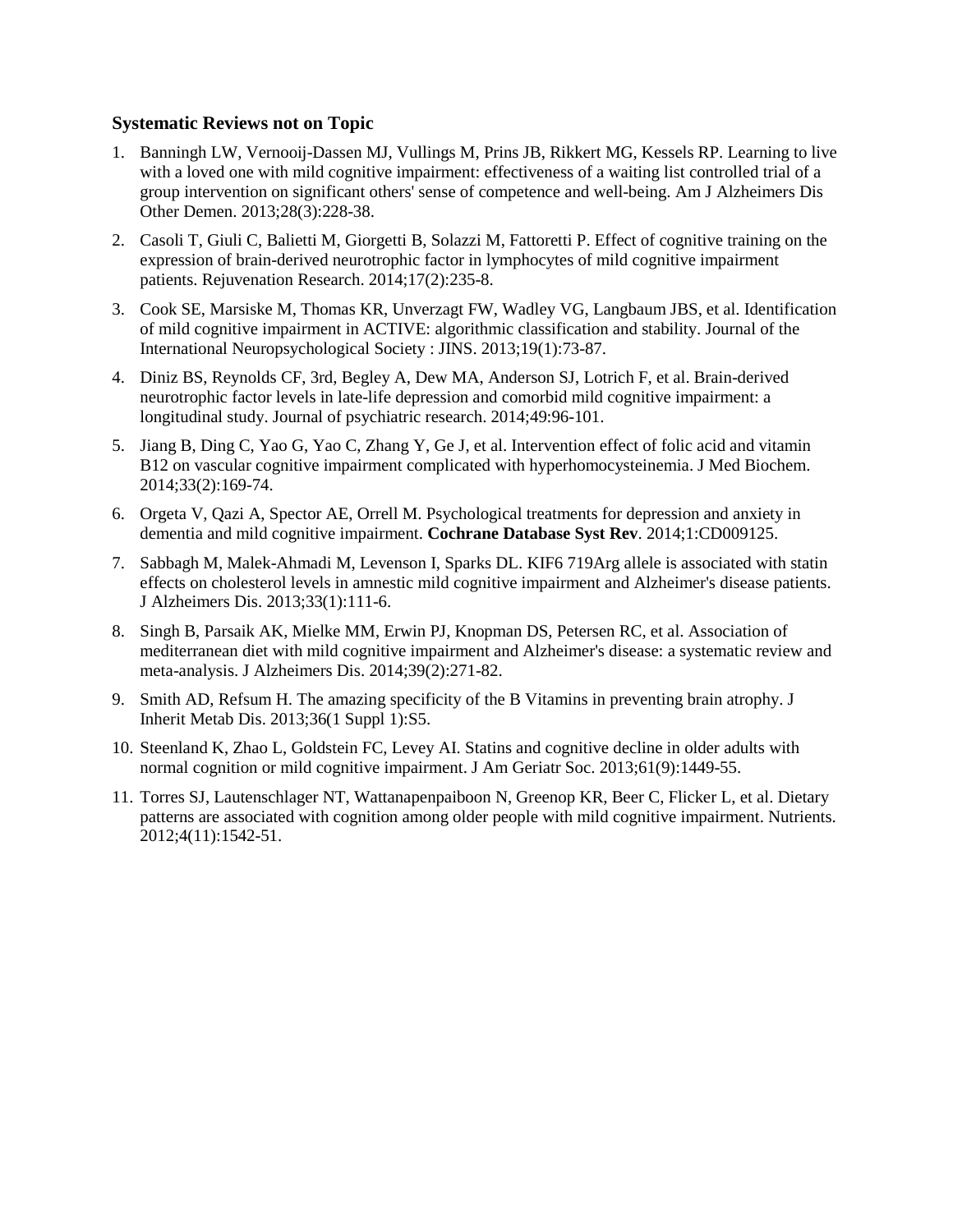### Systematic Reviews not on Topic

1. Banningh LW, Vernooij-Dassen MJ, Vullings M, Prins JB, Rikkert MG, Kessels RP. Learning to live with a loved one with mild cognitive impairment: effectiveness of a waiting list controlled trial of a group intervention on significant others' sense of competence and well-being. Am J Alzheimers Dis Other Demen. 2013;28(3):228-38.
2. Casoli T, Giuli C, Balietti M, Giorgetti B, Solazzi M, Fattoretti P. Effect of cognitive training on the expression of brain-derived neurotrophic factor in lymphocytes of mild cognitive impairment patients. Rejuvenation Research. 2014;17(2):235-8.
3. Cook SE, Marsiske M, Thomas KR, Unverzagt FW, Wadley VG, Langbaum JBS, et al. Identification of mild cognitive impairment in ACTIVE: algorithmic classification and stability. Journal of the International Neuropsychological Society : JINS. 2013;19(1):73-87.
4. Diniz BS, Reynolds CF, 3rd, Begley A, Dew MA, Anderson SJ, Lotrich F, et al. Brain-derived neurotrophic factor levels in late-life depression and comorbid mild cognitive impairment: a longitudinal study. Journal of psychiatric research. 2014;49:96-101.
5. Jiang B, Ding C, Yao G, Yao C, Zhang Y, Ge J, et al. Intervention effect of folic acid and vitamin B12 on vascular cognitive impairment complicated with hyperhomocysteinemia. J Med Biochem. 2014;33(2):169-74.
6. Orgeta V, Qazi A, Spector AE, Orrell M. Psychological treatments for depression and anxiety in dementia and mild cognitive impairment. **Cochrane Database Syst Rev**. 2014;1:CD009125.
7. Sabbagh M, Malek-Ahmadi M, Levenson I, Sparks DL. KIF6 719Arg allele is associated with statin effects on cholesterol levels in amnestic mild cognitive impairment and Alzheimer's disease patients. J Alzheimers Dis. 2013;33(1):111-6.
8. Singh B, Parsaik AK, Mielke MM, Erwin PJ, Knopman DS, Petersen RC, et al. Association of mediterranean diet with mild cognitive impairment and Alzheimer's disease: a systematic review and meta-analysis. J Alzheimers Dis. 2014;39(2):271-82.
9. Smith AD, Refsum H. The amazing specificity of the B Vitamins in preventing brain atrophy. J Inherit Metab Dis. 2013;36(1 Suppl 1):S5.
10. Steenland K, Zhao L, Goldstein FC, Levey AI. Statins and cognitive decline in older adults with normal cognition or mild cognitive impairment. J Am Geriatr Soc. 2013;61(9):1449-55.
11. Torres SJ, Lautenschlager NT, Wattanapenpaiboon N, Greenop KR, Beer C, Flicker L, et al. Dietary patterns are associated with cognition among older people with mild cognitive impairment. Nutrients. 2012;4(11):1542-51.